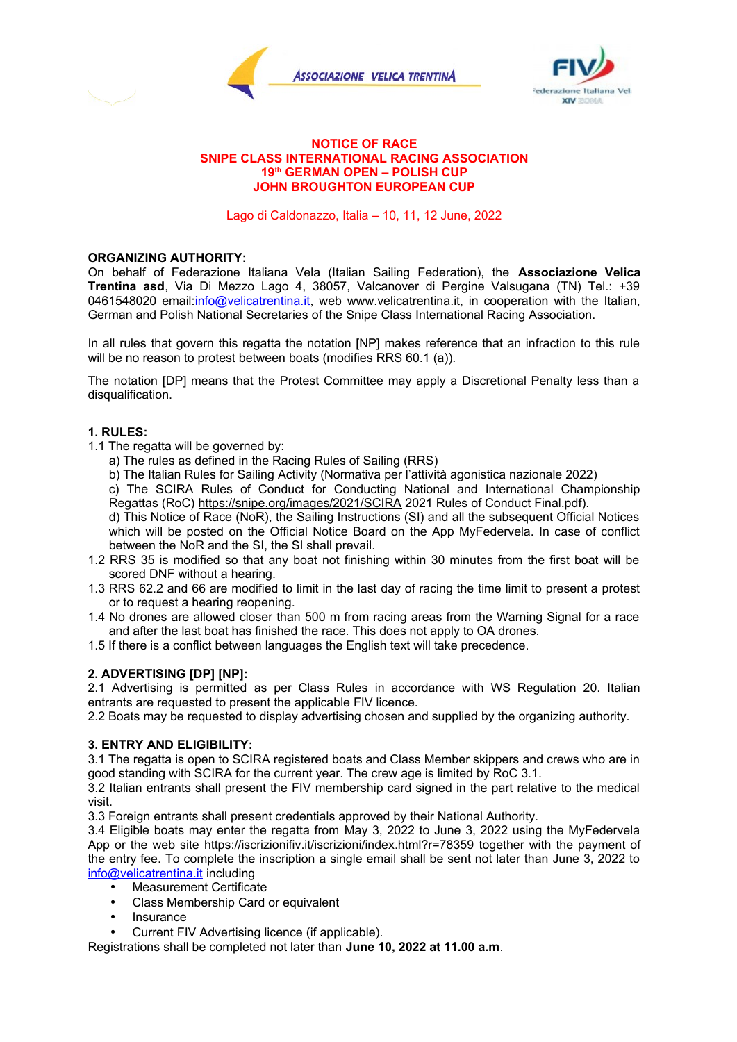# NOTICE OF RACE
## SNIPE CLASS INTERNATIONAL RACING ASSOCIATION
## 19th GERMAN OPEN – POLISH CUP
## JOHN BROUGHTON EUROPEAN CUP

Lago di Caldonazzo, Italia – 10, 11, 12 June, 2022

**ORGANIZING AUTHORITY:**
On behalf of Federazione Italiana Vela (Italian Sailing Federation), the **Associazione Velica Trentina asd**, Via Di Mezzo Lago 4, 38057, Valcanover di Pergine Valsugana (TN) Tel.: +39 0461548020 email:info@velicatrentina.it, web www.velicatrentina.it, in cooperation with the Italian, German and Polish National Secretaries of the Snipe Class International Racing Association.

In all rules that govern this regatta the notation [NP] makes reference that an infraction to this rule will be no reason to protest between boats (modifies RRS 60.1 (a)).

The notation [DP] means that the Protest Committee may apply a Discretional Penalty less than a disqualification.

**1. RULES:**

1.1 The regatta will be governed by:
  a) The rules as defined in the Racing Rules of Sailing (RRS)
  b) The Italian Rules for Sailing Activity (Normativa per l'attività agonistica nazionale 2022)
  c) The SCIRA Rules of Conduct for Conducting National and International Championship Regattas (RoC) https://snipe.org/images/2021/SCIRA 2021 Rules of Conduct Final.pdf).
  d) This Notice of Race (NoR), the Sailing Instructions (SI) and all the subsequent Official Notices which will be posted on the Official Notice Board on the App MyFedervela. In case of conflict between the NoR and the SI, the SI shall prevail.

1.2 RRS 35 is modified so that any boat not finishing within 30 minutes from the first boat will be scored DNF without a hearing.

1.3 RRS 62.2 and 66 are modified to limit in the last day of racing the time limit to present a protest or to request a hearing reopening.

1.4 No drones are allowed closer than 500 m from racing areas from the Warning Signal for a race and after the last boat has finished the race. This does not apply to OA drones.

1.5 If there is a conflict between languages the English text will take precedence.

**2. ADVERTISING [DP] [NP]:**

2.1 Advertising is permitted as per Class Rules in accordance with WS Regulation 20. Italian entrants are requested to present the applicable FIV licence.

2.2 Boats may be requested to display advertising chosen and supplied by the organizing authority.

**3. ENTRY AND ELIGIBILITY:**

3.1 The regatta is open to SCIRA registered boats and Class Member skippers and crews who are in good standing with SCIRA for the current year. The crew age is limited by RoC 3.1.

3.2 Italian entrants shall present the FIV membership card signed in the part relative to the medical visit.

3.3 Foreign entrants shall present credentials approved by their National Authority.

3.4 Eligible boats may enter the regatta from May 3, 2022 to June 3, 2022 using the MyFedervela App or the web site https://iscrizionifiv.it/iscrizioni/index.html?r=78359 together with the payment of the entry fee. To complete the inscription a single email shall be sent not later than June 3, 2022 to info@velicatrentina.it including

- Measurement Certificate
- Class Membership Card or equivalent
- Insurance
- Current FIV Advertising licence (if applicable).

Registrations shall be completed not later than **June 10, 2022 at 11.00 a.m**.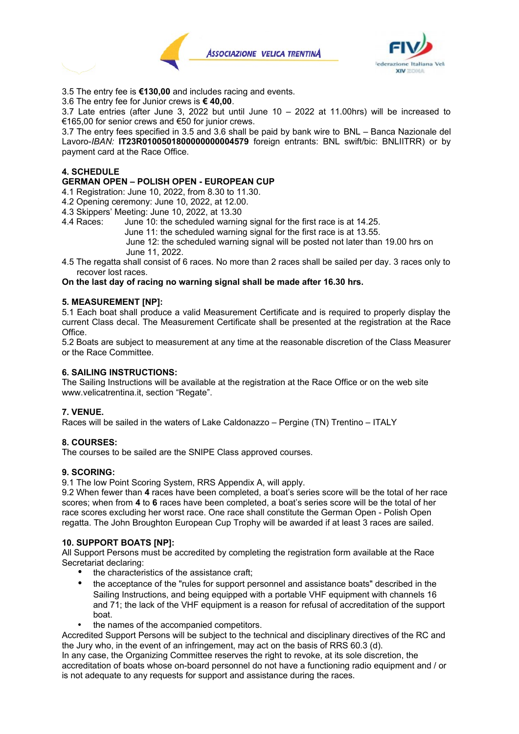3.5 The entry fee is **€130,00** and includes racing and events.
3.6 The entry fee for Junior crews is **€ 40,00**.
3.7 Late entries (after June 3, 2022 but until June 10 – 2022 at 11.00hrs) will be increased to €165,00 for senior crews and €50 for junior crews.
3.7 The entry fees specified in 3.5 and 3.6 shall be paid by bank wire to BNL – Banca Nazionale del Lavoro-*IBAN:* **IT23R0100501800000000004579** foreign entrants: BNL swift/bic: BNLIITRR) or by payment card at the Race Office.

**4. SCHEDULE**
**GERMAN OPEN – POLISH OPEN - EUROPEAN CUP**
4.1 Registration: June 10, 2022, from 8.30 to 11.30.
4.2 Opening ceremony: June 10, 2022, at 12.00.
4.3 Skippers' Meeting: June 10, 2022, at 13.30
4.4 Races: June 10: the scheduled warning signal for the first race is at 14.25.
June 11: the scheduled warning signal for the first race is at 13.55.
June 12: the scheduled warning signal will be posted not later than 19.00 hrs on June 11, 2022.
4.5 The regatta shall consist of 6 races. No more than 2 races shall be sailed per day. 3 races only to recover lost races.
**On the last day of racing no warning signal shall be made after 16.30 hrs.**

**5. MEASUREMENT [NP]:**
5.1 Each boat shall produce a valid Measurement Certificate and is required to properly display the current Class decal. The Measurement Certificate shall be presented at the registration at the Race Office.
5.2 Boats are subject to measurement at any time at the reasonable discretion of the Class Measurer or the Race Committee.

**6. SAILING INSTRUCTIONS:**
The Sailing Instructions will be available at the registration at the Race Office or on the web site www.velicatrentina.it, section "Regate".

**7. VENUE.**
Races will be sailed in the waters of Lake Caldonazzo – Pergine (TN) Trentino – ITALY

**8. COURSES:**
The courses to be sailed are the SNIPE Class approved courses.

**9. SCORING:**
9.1 The low Point Scoring System, RRS Appendix A, will apply.
9.2 When fewer than **4** races have been completed, a boat's series score will be the total of her race scores; when from **4** to **6** races have been completed, a boat's series score will be the total of her race scores excluding her worst race. One race shall constitute the German Open - Polish Open regatta. The John Broughton European Cup Trophy will be awarded if at least 3 races are sailed.

**10. SUPPORT BOATS [NP]:**
All Support Persons must be accredited by completing the registration form available at the Race Secretariat declaring:

- the characteristics of the assistance craft;
- the acceptance of the "rules for support personnel and assistance boats" described in the Sailing Instructions, and being equipped with a portable VHF equipment with channels 16 and 71; the lack of the VHF equipment is a reason for refusal of accreditation of the support boat.
- the names of the accompanied competitors.

Accredited Support Persons will be subject to the technical and disciplinary directives of the RC and the Jury who, in the event of an infringement, may act on the basis of RRS 60.3 (d).
In any case, the Organizing Committee reserves the right to revoke, at its sole discretion, the accreditation of boats whose on-board personnel do not have a functioning radio equipment and / or is not adequate to any requests for support and assistance during the races.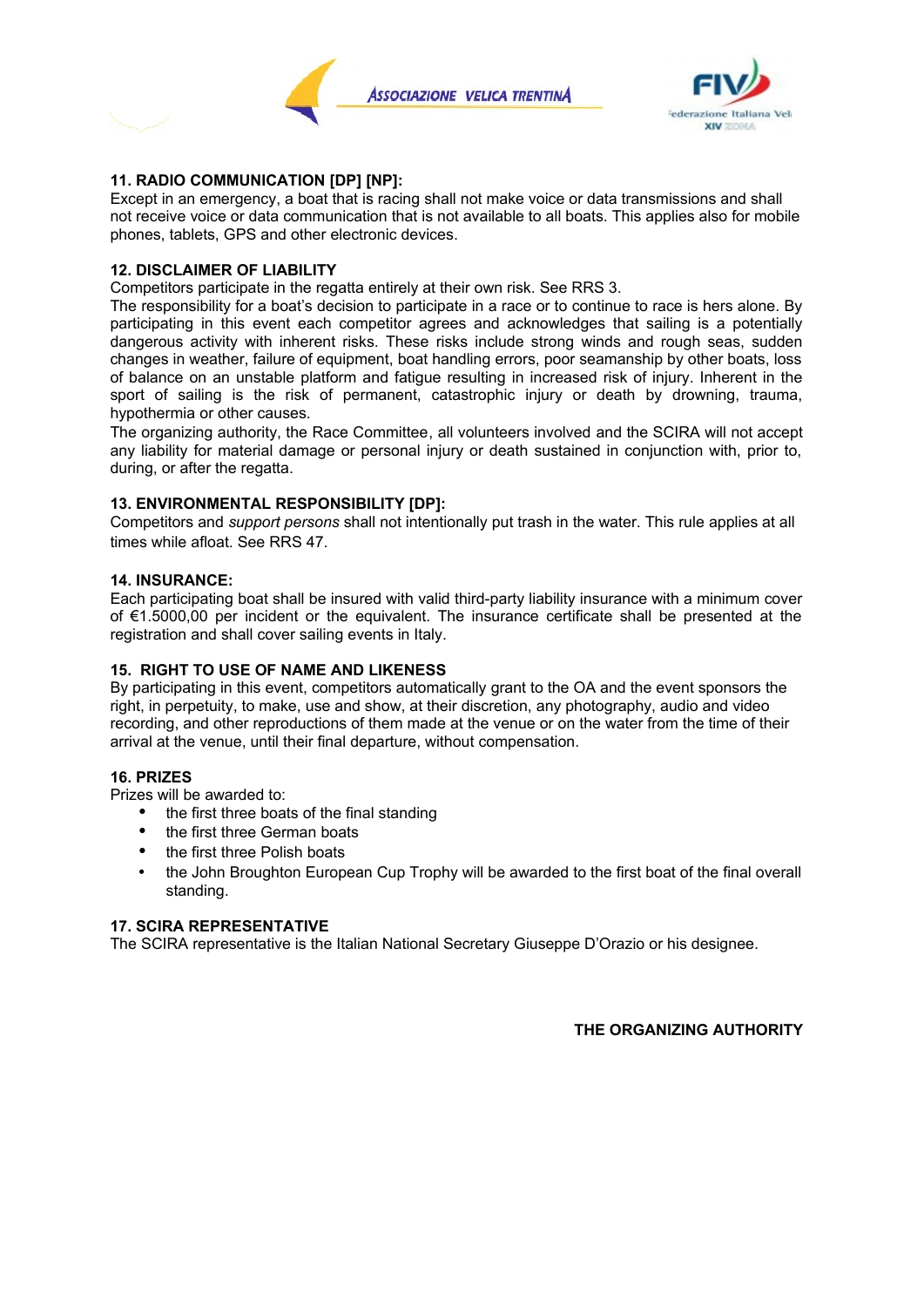## 11. RADIO COMMUNICATION [DP] [NP]:

Except in an emergency, a boat that is racing shall not make voice or data transmissions and shall not receive voice or data communication that is not available to all boats. This applies also for mobile phones, tablets, GPS and other electronic devices.

## 12. DISCLAIMER OF LIABILITY

Competitors participate in the regatta entirely at their own risk. See RRS 3.

The responsibility for a boat's decision to participate in a race or to continue to race is hers alone. By participating in this event each competitor agrees and acknowledges that sailing is a potentially dangerous activity with inherent risks. These risks include strong winds and rough seas, sudden changes in weather, failure of equipment, boat handling errors, poor seamanship by other boats, loss of balance on an unstable platform and fatigue resulting in increased risk of injury. Inherent in the sport of sailing is the risk of permanent, catastrophic injury or death by drowning, trauma, hypothermia or other causes.

The organizing authority, the Race Committee, all volunteers involved and the SCIRA will not accept any liability for material damage or personal injury or death sustained in conjunction with, prior to, during, or after the regatta.

## 13. ENVIRONMENTAL RESPONSIBILITY [DP]:

Competitors and *support persons* shall not intentionally put trash in the water. This rule applies at all times while afloat. See RRS 47.

## 14. INSURANCE:

Each participating boat shall be insured with valid third-party liability insurance with a minimum cover of €1.5000,00 per incident or the equivalent. The insurance certificate shall be presented at the registration and shall cover sailing events in Italy.

## 15. RIGHT TO USE OF NAME AND LIKENESS

By participating in this event, competitors automatically grant to the OA and the event sponsors the right, in perpetuity, to make, use and show, at their discretion, any photography, audio and video recording, and other reproductions of them made at the venue or on the water from the time of their arrival at the venue, until their final departure, without compensation.

## 16. PRIZES

Prizes will be awarded to:

- the first three boats of the final standing
- the first three German boats
- the first three Polish boats
- the John Broughton European Cup Trophy will be awarded to the first boat of the final overall standing.

## 17. SCIRA REPRESENTATIVE

The SCIRA representative is the Italian National Secretary Giuseppe D'Orazio or his designee.

**THE ORGANIZING AUTHORITY**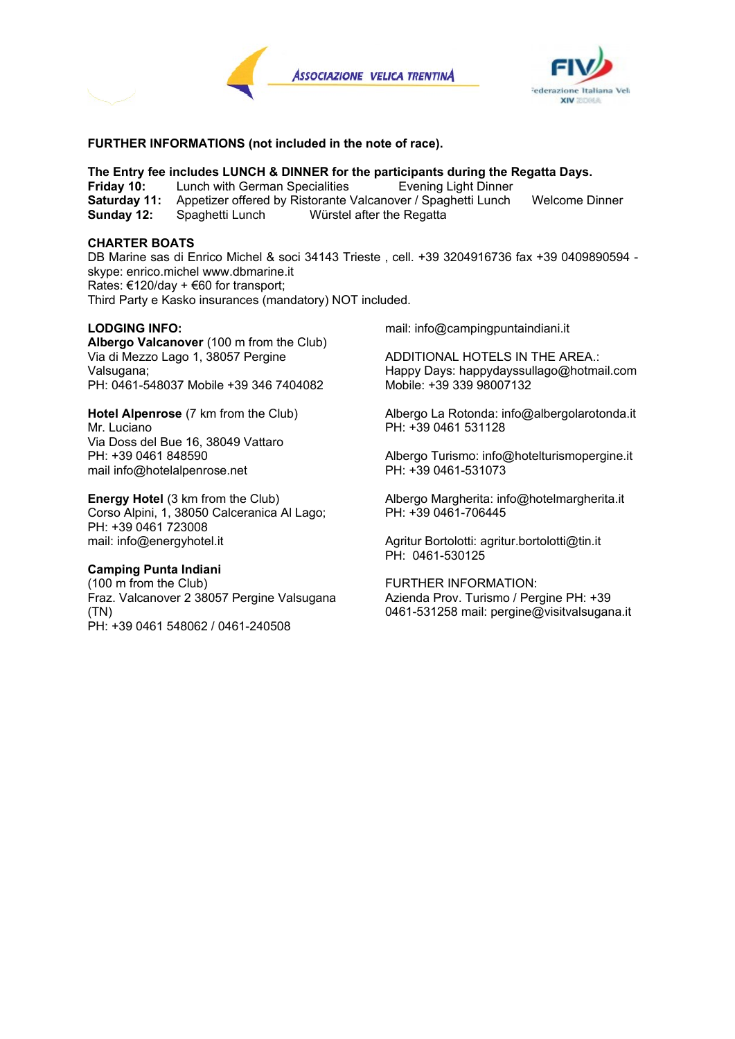ASSOCIAZIONE VELICA TRENTINA

FIV Federazione Italiana Vela XIV ZONA

**FURTHER INFORMATIONS (not included in the note of race).**

**The Entry fee includes LUNCH & DINNER for the participants during the Regatta Days.**

| | | | |
|---|---|---|---|
| **Friday 10:** | Lunch with German Specialities | Evening Light Dinner | |
| **Saturday 11:** | Appetizer offered by Ristorante Valcanover / Spaghetti Lunch | | Welcome Dinner |
| **Sunday 12:** | Spaghetti Lunch | Würstel after the Regatta | |

**CHARTER BOATS**

DB Marine sas di Enrico Michel & soci 34143 Trieste , cell. +39 3204916736 fax +39 0409890594 - skype: enrico.michel www.dbmarine.it
Rates: €120/day + €60 for transport;
Third Party e Kasko insurances (mandatory) NOT included.

**LODGING INFO:**

**Albergo Valcanover** (100 m from the Club)
Via di Mezzo Lago 1, 38057 Pergine Valsugana;
PH: 0461-548037 Mobile +39 346 7404082

**Hotel Alpenrose** (7 km from the Club)
Mr. Luciano
Via Doss del Bue 16, 38049 Vattaro
PH: +39 0461 848590
mail info@hotelalpenrose.net

**Energy Hotel** (3 km from the Club)
Corso Alpini, 1, 38050 Calceranica Al Lago;
PH: +39 0461 723008
mail: info@energyhotel.it

**Camping Punta Indiani**
(100 m from the Club)
Fraz. Valcanover 2 38057 Pergine Valsugana (TN)
PH: +39 0461 548062 / 0461-240508
mail: info@campingpuntaindiani.it

ADDITIONAL HOTELS IN THE AREA.:
Happy Days: happydayssullago@hotmail.com
Mobile: +39 339 98007132

Albergo La Rotonda: info@albergolarotonda.it
PH: +39 0461 531128

Albergo Turismo: info@hotelturismopergine.it
PH: +39 0461-531073

Albergo Margherita: info@hotelmargherita.it
PH: +39 0461-706445

Agritur Bortolotti: agritur.bortolotti@tin.it
PH: 0461-530125

FURTHER INFORMATION:
Azienda Prov. Turismo / Pergine PH: +39 0461-531258 mail: pergine@visitvalsugana.it